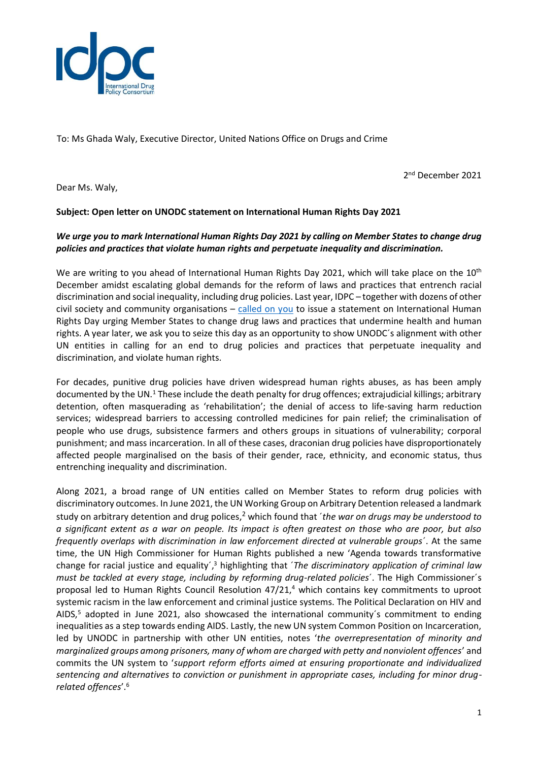To: Ms Ghada Waly, Executive Director, United Nations Office on Drugs and Crime

2nd December 2021

Dear Ms. Waly,

**Subject: Open letter on UNODC statement on International Human Rights Day 2021**

***We urge you to mark International Human Rights Day 2021 by calling on Member States to change drug policies and practices that violate human rights and perpetuate inequality and discrimination.***

We are writing to you ahead of International Human Rights Day 2021, which will take place on the 10th December amidst escalating global demands for the reform of laws and practices that entrench racial discrimination and social inequality, including drug policies. Last year, IDPC – together with dozens of other civil society and community organisations – called on you to issue a statement on International Human Rights Day urging Member States to change drug laws and practices that undermine health and human rights. A year later, we ask you to seize this day as an opportunity to show UNODC´s alignment with other UN entities in calling for an end to drug policies and practices that perpetuate inequality and discrimination, and violate human rights.

For decades, punitive drug policies have driven widespread human rights abuses, as has been amply documented by the UN.[1] These include the death penalty for drug offences; extrajudicial killings; arbitrary detention, often masquerading as 'rehabilitation'; the denial of access to life-saving harm reduction services; widespread barriers to accessing controlled medicines for pain relief; the criminalisation of people who use drugs, subsistence farmers and others groups in situations of vulnerability; corporal punishment; and mass incarceration. In all of these cases, draconian drug policies have disproportionately affected people marginalised on the basis of their gender, race, ethnicity, and economic status, thus entrenching inequality and discrimination.

Along 2021, a broad range of UN entities called on Member States to reform drug policies with discriminatory outcomes. In June 2021, the UN Working Group on Arbitrary Detention released a landmark study on arbitrary detention and drug polices,[2] which found that ´*the war on drugs may be understood to a significant extent as a war on people. Its impact is often greatest on those who are poor, but also frequently overlaps with discrimination in law enforcement directed at vulnerable groups*´. At the same time, the UN High Commissioner for Human Rights published a new 'Agenda towards transformative change for racial justice and equality´,[3] highlighting that ´*The discriminatory application of criminal law must be tackled at every stage, including by reforming drug-related policies*´. The High Commissioner´s proposal led to Human Rights Council Resolution 47/21,[4] which contains key commitments to uproot systemic racism in the law enforcement and criminal justice systems. The Political Declaration on HIV and AIDS,[5] adopted in June 2021, also showcased the international community´s commitment to ending inequalities as a step towards ending AIDS. Lastly, the new UN system Common Position on Incarceration, led by UNODC in partnership with other UN entities, notes '*the overrepresentation of minority and marginalized groups among prisoners, many of whom are charged with petty and nonviolent offences*' and commits the UN system to '*support reform efforts aimed at ensuring proportionate and individualized sentencing and alternatives to conviction or punishment in appropriate cases, including for minor drug-related offences*'.[6]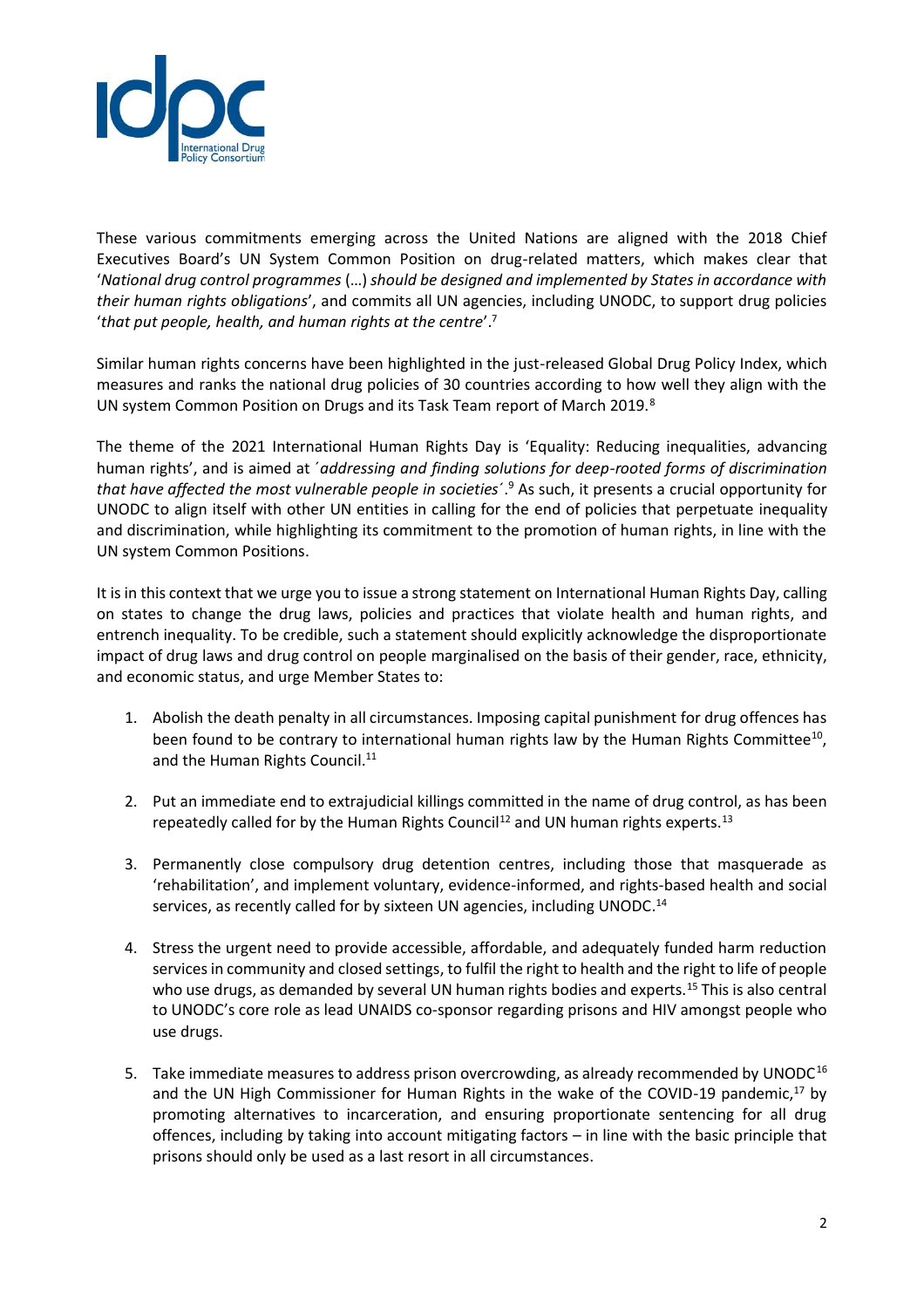These various commitments emerging across the United Nations are aligned with the 2018 Chief Executives Board's UN System Common Position on drug-related matters, which makes clear that '*National drug control programmes* (…) *should be designed and implemented by States in accordance with their human rights obligations*', and commits all UN agencies, including UNODC, to support drug policies '*that put people, health, and human rights at the centre*'.[7]

Similar human rights concerns have been highlighted in the just-released Global Drug Policy Index, which measures and ranks the national drug policies of 30 countries according to how well they align with the UN system Common Position on Drugs and its Task Team report of March 2019.[8]

The theme of the 2021 International Human Rights Day is 'Equality: Reducing inequalities, advancing human rights', and is aimed at *´addressing and finding solutions for deep-rooted forms of discrimination that have affected the most vulnerable people in societies´*.[9] As such, it presents a crucial opportunity for UNODC to align itself with other UN entities in calling for the end of policies that perpetuate inequality and discrimination, while highlighting its commitment to the promotion of human rights, in line with the UN system Common Positions.

It is in this context that we urge you to issue a strong statement on International Human Rights Day, calling on states to change the drug laws, policies and practices that violate health and human rights, and entrench inequality. To be credible, such a statement should explicitly acknowledge the disproportionate impact of drug laws and drug control on people marginalised on the basis of their gender, race, ethnicity, and economic status, and urge Member States to:

1. Abolish the death penalty in all circumstances. Imposing capital punishment for drug offences has been found to be contrary to international human rights law by the Human Rights Committee[10], and the Human Rights Council.[11]

2. Put an immediate end to extrajudicial killings committed in the name of drug control, as has been repeatedly called for by the Human Rights Council[12] and UN human rights experts.[13]

3. Permanently close compulsory drug detention centres, including those that masquerade as 'rehabilitation', and implement voluntary, evidence-informed, and rights-based health and social services, as recently called for by sixteen UN agencies, including UNODC.[14]

4. Stress the urgent need to provide accessible, affordable, and adequately funded harm reduction services in community and closed settings, to fulfil the right to health and the right to life of people who use drugs, as demanded by several UN human rights bodies and experts.[15] This is also central to UNODC's core role as lead UNAIDS co-sponsor regarding prisons and HIV amongst people who use drugs.

5. Take immediate measures to address prison overcrowding, as already recommended by UNODC[16] and the UN High Commissioner for Human Rights in the wake of the COVID-19 pandemic,[17] by promoting alternatives to incarceration, and ensuring proportionate sentencing for all drug offences, including by taking into account mitigating factors – in line with the basic principle that prisons should only be used as a last resort in all circumstances.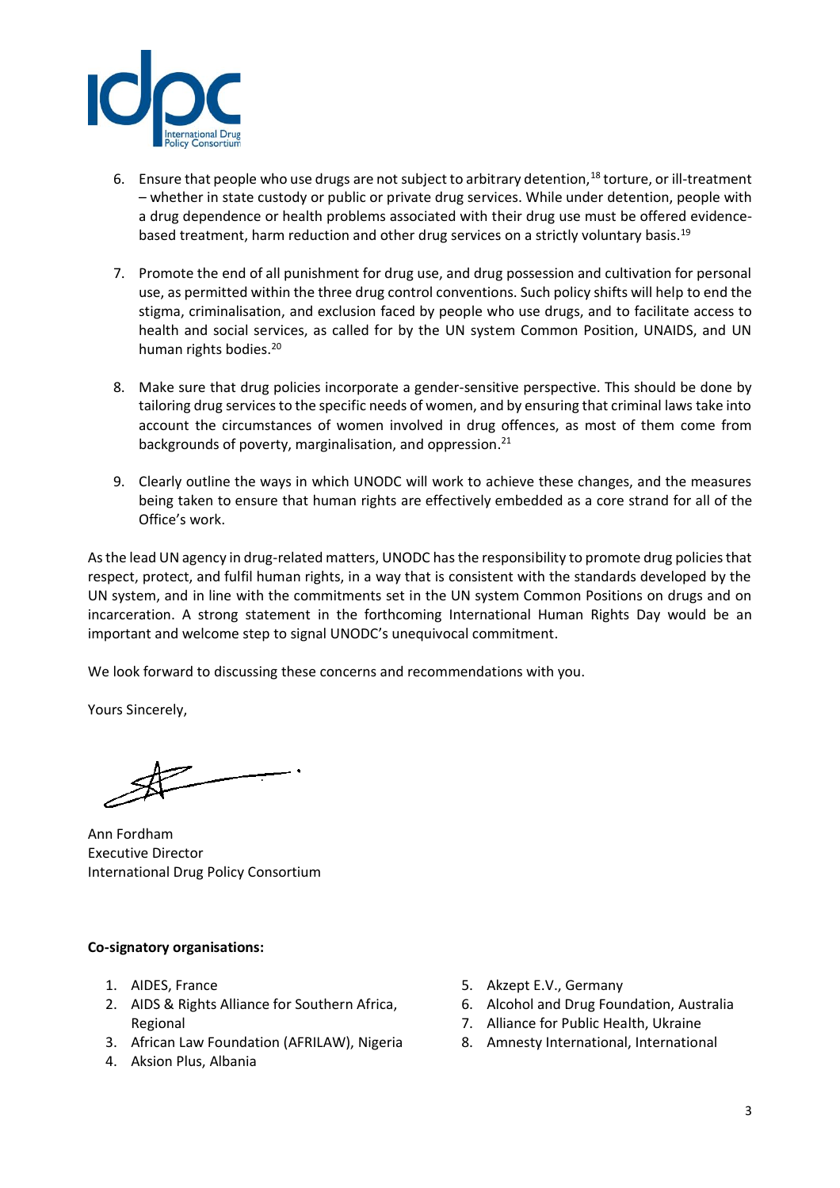6. Ensure that people who use drugs are not subject to arbitrary detention,[18] torture, or ill-treatment – whether in state custody or public or private drug services. While under detention, people with a drug dependence or health problems associated with their drug use must be offered evidence-based treatment, harm reduction and other drug services on a strictly voluntary basis.[19]

7. Promote the end of all punishment for drug use, and drug possession and cultivation for personal use, as permitted within the three drug control conventions. Such policy shifts will help to end the stigma, criminalisation, and exclusion faced by people who use drugs, and to facilitate access to health and social services, as called for by the UN system Common Position, UNAIDS, and UN human rights bodies.[20]

8. Make sure that drug policies incorporate a gender-sensitive perspective. This should be done by tailoring drug services to the specific needs of women, and by ensuring that criminal laws take into account the circumstances of women involved in drug offences, as most of them come from backgrounds of poverty, marginalisation, and oppression.[21]

9. Clearly outline the ways in which UNODC will work to achieve these changes, and the measures being taken to ensure that human rights are effectively embedded as a core strand for all of the Office's work.

As the lead UN agency in drug-related matters, UNODC has the responsibility to promote drug policies that respect, protect, and fulfil human rights, in a way that is consistent with the standards developed by the UN system, and in line with the commitments set in the UN system Common Positions on drugs and on incarceration. A strong statement in the forthcoming International Human Rights Day would be an important and welcome step to signal UNODC's unequivocal commitment.

We look forward to discussing these concerns and recommendations with you.

Yours Sincerely,

Ann Fordham
Executive Director
International Drug Policy Consortium

**Co-signatory organisations:**

1. AIDES, France
2. AIDS & Rights Alliance for Southern Africa, Regional
3. African Law Foundation (AFRILAW), Nigeria
4. Aksion Plus, Albania
5. Akzept E.V., Germany
6. Alcohol and Drug Foundation, Australia
7. Alliance for Public Health, Ukraine
8. Amnesty International, International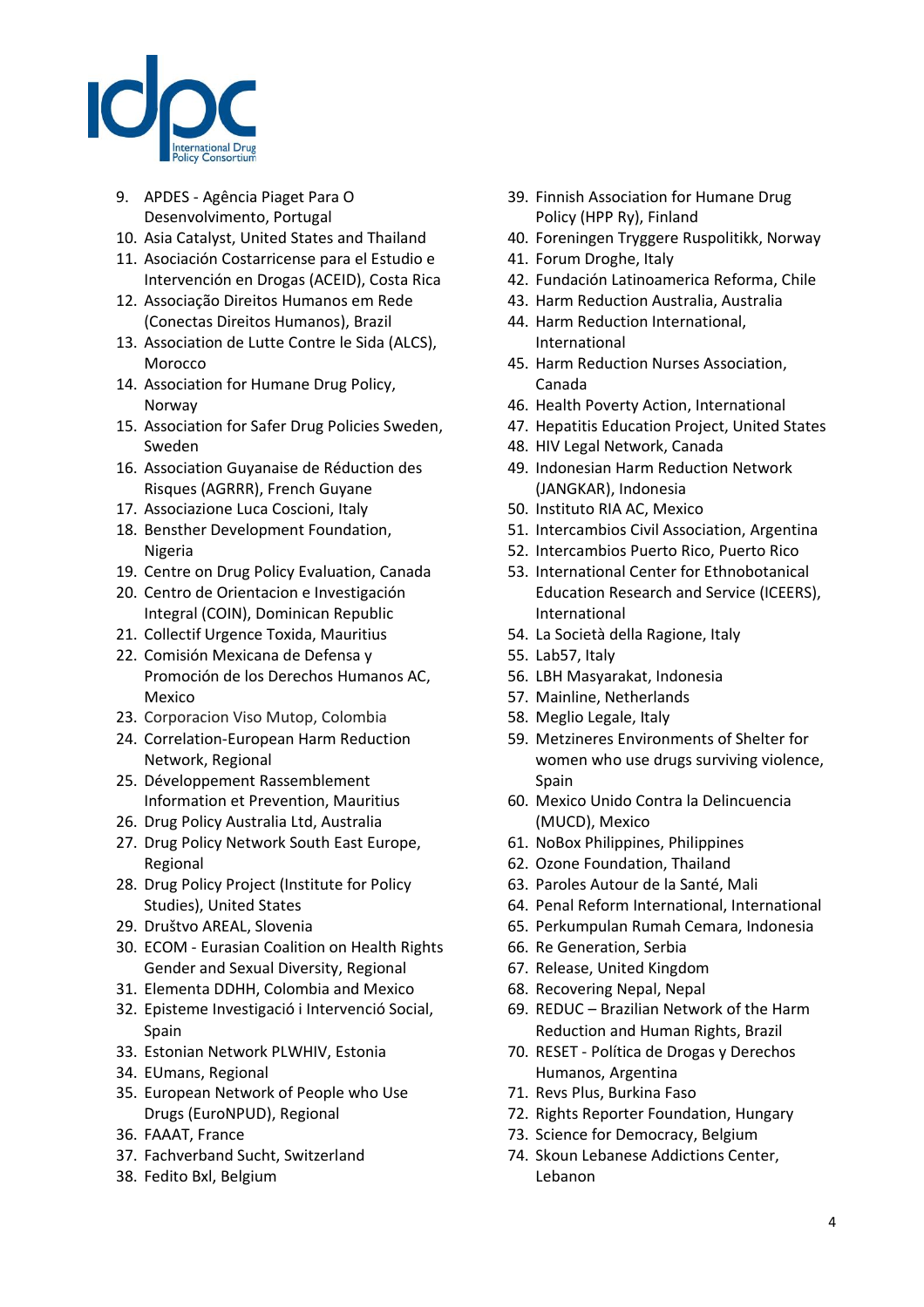9. APDES - Agência Piaget Para O Desenvolvimento, Portugal
10. Asia Catalyst, United States and Thailand
11. Asociación Costarricense para el Estudio e Intervención en Drogas (ACEID), Costa Rica
12. Associação Direitos Humanos em Rede (Conectas Direitos Humanos), Brazil
13. Association de Lutte Contre le Sida (ALCS), Morocco
14. Association for Humane Drug Policy, Norway
15. Association for Safer Drug Policies Sweden, Sweden
16. Association Guyanaise de Réduction des Risques (AGRRR), French Guyane
17. Associazione Luca Coscioni, Italy
18. Bensther Development Foundation, Nigeria
19. Centre on Drug Policy Evaluation, Canada
20. Centro de Orientacion e Investigación Integral (COIN), Dominican Republic
21. Collectif Urgence Toxida, Mauritius
22. Comisión Mexicana de Defensa y Promoción de los Derechos Humanos AC, Mexico
23. Corporacion Viso Mutop, Colombia
24. Correlation-European Harm Reduction Network, Regional
25. Développement Rassemblement Information et Prevention, Mauritius
26. Drug Policy Australia Ltd, Australia
27. Drug Policy Network South East Europe, Regional
28. Drug Policy Project (Institute for Policy Studies), United States
29. Društvo AREAL, Slovenia
30. ECOM - Eurasian Coalition on Health Rights Gender and Sexual Diversity, Regional
31. Elementa DDHH, Colombia and Mexico
32. Episteme Investigació i Intervenció Social, Spain
33. Estonian Network PLWHIV, Estonia
34. EUmans, Regional
35. European Network of People who Use Drugs (EuroNPUD), Regional
36. FAAAT, France
37. Fachverband Sucht, Switzerland
38. Fedito Bxl, Belgium
39. Finnish Association for Humane Drug Policy (HPP Ry), Finland
40. Foreningen Tryggere Ruspolitikk, Norway
41. Forum Droghe, Italy
42. Fundación Latinoamerica Reforma, Chile
43. Harm Reduction Australia, Australia
44. Harm Reduction International, International
45. Harm Reduction Nurses Association, Canada
46. Health Poverty Action, International
47. Hepatitis Education Project, United States
48. HIV Legal Network, Canada
49. Indonesian Harm Reduction Network (JANGKAR), Indonesia
50. Instituto RIA AC, Mexico
51. Intercambios Civil Association, Argentina
52. Intercambios Puerto Rico, Puerto Rico
53. International Center for Ethnobotanical Education Research and Service (ICEERS), International
54. La Società della Ragione, Italy
55. Lab57, Italy
56. LBH Masyarakat, Indonesia
57. Mainline, Netherlands
58. Meglio Legale, Italy
59. Metzineres Environments of Shelter for women who use drugs surviving violence, Spain
60. Mexico Unido Contra la Delincuencia (MUCD), Mexico
61. NoBox Philippines, Philippines
62. Ozone Foundation, Thailand
63. Paroles Autour de la Santé, Mali
64. Penal Reform International, International
65. Perkumpulan Rumah Cemara, Indonesia
66. Re Generation, Serbia
67. Release, United Kingdom
68. Recovering Nepal, Nepal
69. REDUC – Brazilian Network of the Harm Reduction and Human Rights, Brazil
70. RESET - Política de Drogas y Derechos Humanos, Argentina
71. Revs Plus, Burkina Faso
72. Rights Reporter Foundation, Hungary
73. Science for Democracy, Belgium
74. Skoun Lebanese Addictions Center, Lebanon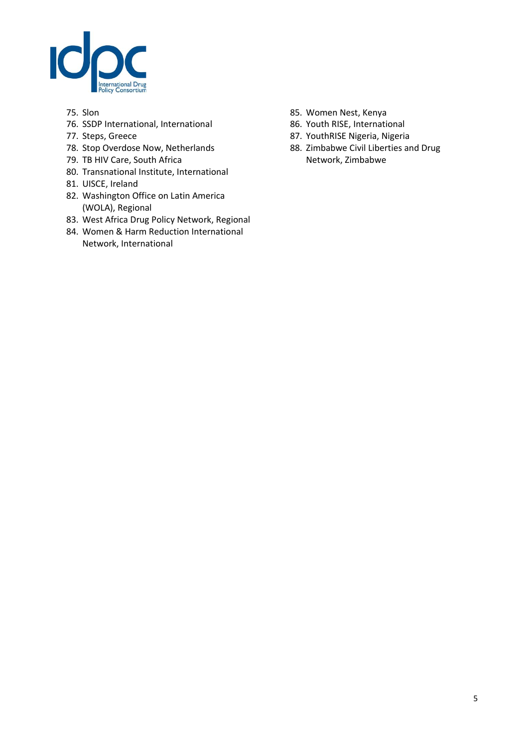75. Slon
76. SSDP International, International
77. Steps, Greece
78. Stop Overdose Now, Netherlands
79. TB HIV Care, South Africa
80. Transnational Institute, International
81. UISCE, Ireland
82. Washington Office on Latin America (WOLA), Regional
83. West Africa Drug Policy Network, Regional
84. Women & Harm Reduction International Network, International
85. Women Nest, Kenya
86. Youth RISE, International
87. YouthRISE Nigeria, Nigeria
88. Zimbabwe Civil Liberties and Drug Network, Zimbabwe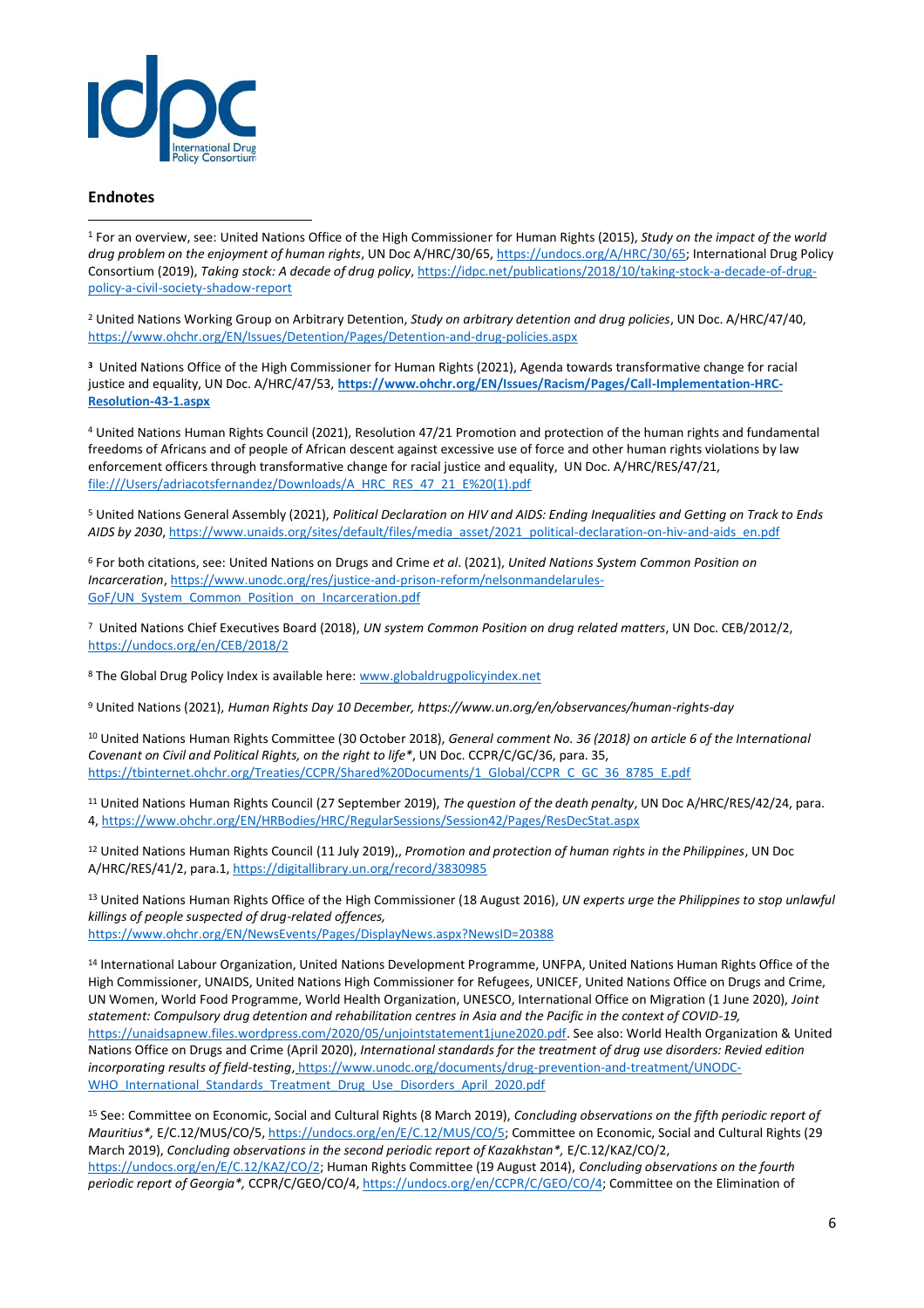## Endnotes

[1] For an overview, see: United Nations Office of the High Commissioner for Human Rights (2015), *Study on the impact of the world drug problem on the enjoyment of human rights*, UN Doc A/HRC/30/65, https://undocs.org/A/HRC/30/65; International Drug Policy Consortium (2019), *Taking stock: A decade of drug policy*, https://idpc.net/publications/2018/10/taking-stock-a-decade-of-drug-policy-a-civil-society-shadow-report

[2] United Nations Working Group on Arbitrary Detention, *Study on arbitrary detention and drug policies*, UN Doc. A/HRC/47/40, https://www.ohchr.org/EN/Issues/Detention/Pages/Detention-and-drug-policies.aspx

**[3]** United Nations Office of the High Commissioner for Human Rights (2021), Agenda towards transformative change for racial justice and equality, UN Doc. A/HRC/47/53, **https://www.ohchr.org/EN/Issues/Racism/Pages/Call-Implementation-HRC-Resolution-43-1.aspx**

[4] United Nations Human Rights Council (2021), Resolution 47/21 Promotion and protection of the human rights and fundamental freedoms of Africans and of people of African descent against excessive use of force and other human rights violations by law enforcement officers through transformative change for racial justice and equality, UN Doc. A/HRC/RES/47/21, file:///Users/adriacotsfernandez/Downloads/A_HRC_RES_47_21_E%20(1).pdf

[5] United Nations General Assembly (2021), *Political Declaration on HIV and AIDS: Ending Inequalities and Getting on Track to Ends AIDS by 2030*, https://www.unaids.org/sites/default/files/media_asset/2021_political-declaration-on-hiv-and-aids_en.pdf

[6] For both citations, see: United Nations on Drugs and Crime *et al*. (2021), *United Nations System Common Position on Incarceration*, https://www.unodc.org/res/justice-and-prison-reform/nelsonmandelarules-GoF/UN_System_Common_Position_on_Incarceration.pdf

[7] United Nations Chief Executives Board (2018), *UN system Common Position on drug related matters*, UN Doc. CEB/2012/2, https://undocs.org/en/CEB/2018/2

[8] The Global Drug Policy Index is available here: www.globaldrugpolicyindex.net

[9] United Nations (2021), *Human Rights Day 10 December, https://www.un.org/en/observances/human-rights-day*

[10] United Nations Human Rights Committee (30 October 2018), *General comment No. 36 (2018) on article 6 of the International Covenant on Civil and Political Rights, on the right to life**, UN Doc. CCPR/C/GC/36, para. 35, https://tbinternet.ohchr.org/Treaties/CCPR/Shared%20Documents/1_Global/CCPR_C_GC_36_8785_E.pdf

[11] United Nations Human Rights Council (27 September 2019), *The question of the death penalty*, UN Doc A/HRC/RES/42/24, para. 4, https://www.ohchr.org/EN/HRBodies/HRC/RegularSessions/Session42/Pages/ResDecStat.aspx

[12] United Nations Human Rights Council (11 July 2019),, *Promotion and protection of human rights in the Philippines*, UN Doc A/HRC/RES/41/2, para.1, https://digitallibrary.un.org/record/3830985

[13] United Nations Human Rights Office of the High Commissioner (18 August 2016), *UN experts urge the Philippines to stop unlawful killings of people suspected of drug-related offences,* https://www.ohchr.org/EN/NewsEvents/Pages/DisplayNews.aspx?NewsID=20388

[14] International Labour Organization, United Nations Development Programme, UNFPA, United Nations Human Rights Office of the High Commissioner, UNAIDS, United Nations High Commissioner for Refugees, UNICEF, United Nations Office on Drugs and Crime, UN Women, World Food Programme, World Health Organization, UNESCO, International Office on Migration (1 June 2020), *Joint statement: Compulsory drug detention and rehabilitation centres in Asia and the Pacific in the context of COVID-19,* https://unaidsapnew.files.wordpress.com/2020/05/unjointstatement1june2020.pdf. See also: World Health Organization & United Nations Office on Drugs and Crime (April 2020), *International standards for the treatment of drug use disorders: Revied edition incorporating results of field-testing*, https://www.unodc.org/documents/drug-prevention-and-treatment/UNODC-WHO_International_Standards_Treatment_Drug_Use_Disorders_April_2020.pdf

[15] See: Committee on Economic, Social and Cultural Rights (8 March 2019), *Concluding observations on the fifth periodic report of Mauritius*,* E/C.12/MUS/CO/5, https://undocs.org/en/E/C.12/MUS/CO/5; Committee on Economic, Social and Cultural Rights (29 March 2019), *Concluding observations in the second periodic report of Kazakhstan*,* E/C.12/KAZ/CO/2, https://undocs.org/en/E/C.12/KAZ/CO/2; Human Rights Committee (19 August 2014), *Concluding observations on the fourth periodic report of Georgia*,* CCPR/C/GEO/CO/4, https://undocs.org/en/CCPR/C/GEO/CO/4; Committee on the Elimination of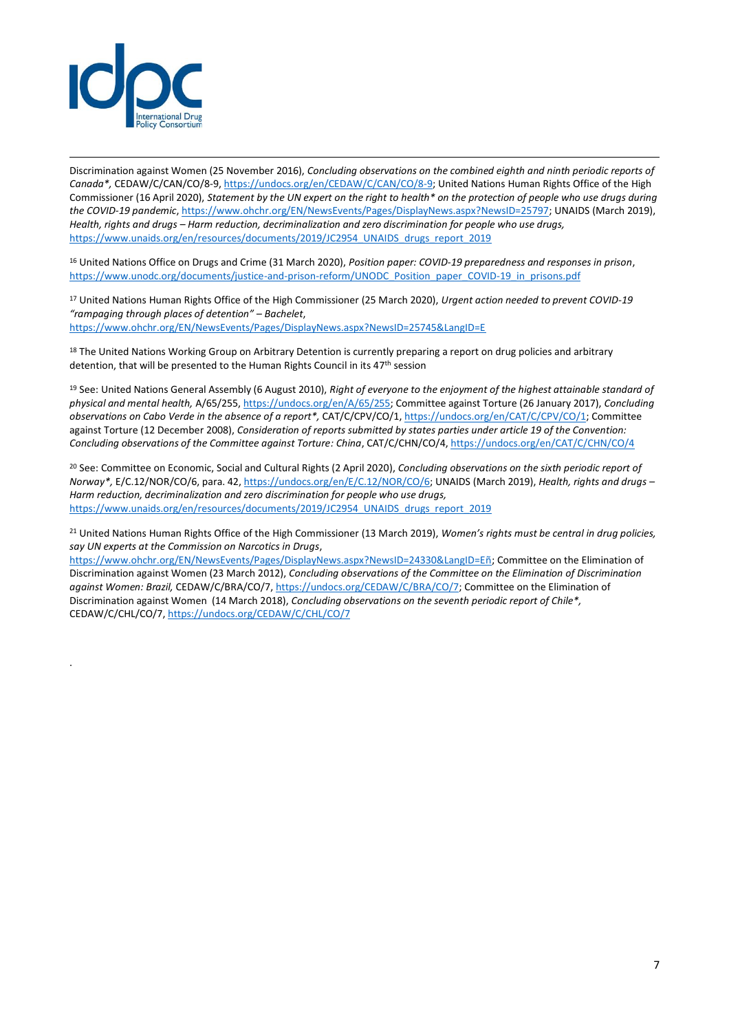Discrimination against Women (25 November 2016), *Concluding observations on the combined eighth and ninth periodic reports of Canada\*,* CEDAW/C/CAN/CO/8-9, https://undocs.org/en/CEDAW/C/CAN/CO/8-9; United Nations Human Rights Office of the High Commissioner (16 April 2020), *Statement by the UN expert on the right to health\* on the protection of people who use drugs during the COVID-19 pandemic*, https://www.ohchr.org/EN/NewsEvents/Pages/DisplayNews.aspx?NewsID=25797; UNAIDS (March 2019), *Health, rights and drugs – Harm reduction, decriminalization and zero discrimination for people who use drugs,* https://www.unaids.org/en/resources/documents/2019/JC2954_UNAIDS_drugs_report_2019

[16] United Nations Office on Drugs and Crime (31 March 2020), *Position paper: COVID-19 preparedness and responses in prison*, https://www.unodc.org/documents/justice-and-prison-reform/UNODC_Position_paper_COVID-19_in_prisons.pdf

[17] United Nations Human Rights Office of the High Commissioner (25 March 2020), *Urgent action needed to prevent COVID-19 "rampaging through places of detention" – Bachelet*, https://www.ohchr.org/EN/NewsEvents/Pages/DisplayNews.aspx?NewsID=25745&LangID=E

[18] The United Nations Working Group on Arbitrary Detention is currently preparing a report on drug policies and arbitrary detention, that will be presented to the Human Rights Council in its 47th session

[19] See: United Nations General Assembly (6 August 2010), *Right of everyone to the enjoyment of the highest attainable standard of physical and mental health,* A/65/255, https://undocs.org/en/A/65/255; Committee against Torture (26 January 2017), *Concluding observations on Cabo Verde in the absence of a report\*,* CAT/C/CPV/CO/1, https://undocs.org/en/CAT/C/CPV/CO/1; Committee against Torture (12 December 2008), *Consideration of reports submitted by states parties under article 19 of the Convention: Concluding observations of the Committee against Torture: China*, CAT/C/CHN/CO/4, https://undocs.org/en/CAT/C/CHN/CO/4

[20] See: Committee on Economic, Social and Cultural Rights (2 April 2020), *Concluding observations on the sixth periodic report of Norway\*,* E/C.12/NOR/CO/6, para. 42, https://undocs.org/en/E/C.12/NOR/CO/6; UNAIDS (March 2019), *Health, rights and drugs – Harm reduction, decriminalization and zero discrimination for people who use drugs,* https://www.unaids.org/en/resources/documents/2019/JC2954_UNAIDS_drugs_report_2019

[21] United Nations Human Rights Office of the High Commissioner (13 March 2019), *Women's rights must be central in drug policies, say UN experts at the Commission on Narcotics in Drugs*, https://www.ohchr.org/EN/NewsEvents/Pages/DisplayNews.aspx?NewsID=24330&LangID=Eñ; Committee on the Elimination of Discrimination against Women (23 March 2012), *Concluding observations of the Committee on the Elimination of Discrimination against Women: Brazil,* CEDAW/C/BRA/CO/7, https://undocs.org/CEDAW/C/BRA/CO/7; Committee on the Elimination of Discrimination against Women (14 March 2018), *Concluding observations on the seventh periodic report of Chile\*,* CEDAW/C/CHL/CO/7, https://undocs.org/CEDAW/C/CHL/CO/7

.